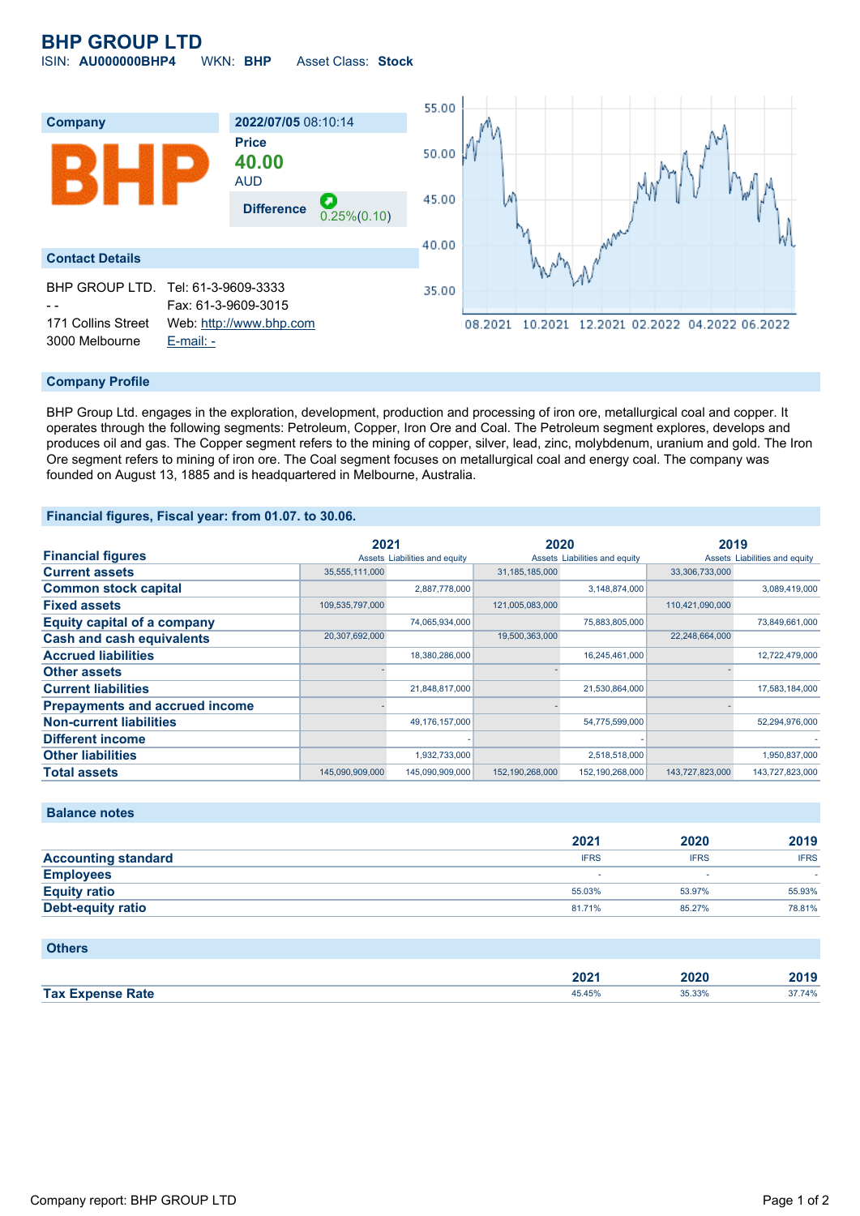# BHP GROUP LTD

ISIN: **AU000000BHP4** WKN: **BHP** Asset Class: **Stock**

## Company

| 2022/07/05 08:10:14 |
|---|
| **Price** |
| **40.00** AUD |
| **Difference** 0.25%(0.10) |

## Contact Details

BHP GROUP LTD.
- -
171 Collins Street
3000 Melbourne

Tel: 61-3-9609-3333
Fax: 61-3-9609-3015
Web: http://www.bhp.com
E-mail: -

## Company Profile

BHP Group Ltd. engages in the exploration, development, production and processing of iron ore, metallurgical coal and copper. It operates through the following segments: Petroleum, Copper, Iron Ore and Coal. The Petroleum segment explores, develops and produces oil and gas. The Copper segment refers to the mining of copper, silver, lead, zinc, molybdenum, uranium and gold. The Iron Ore segment refers to mining of iron ore. The Coal segment focuses on metallurgical coal and energy coal. The company was founded on August 13, 1885 and is headquartered in Melbourne, Australia.

## Financial figures, Fiscal year: from 01.07. to 30.06.

| Financial figures | 2021 | | 2020 | | 2019 | |
|---|---|---|---|---|---|---|
| | Assets | Liabilities and equity | Assets | Liabilities and equity | Assets | Liabilities and equity |
| **Current assets** | 35,555,111,000 | | 31,185,185,000 | | 33,306,733,000 | |
| **Common stock capital** | | 2,887,778,000 | | 3,148,874,000 | | 3,089,419,000 |
| **Fixed assets** | 109,535,797,000 | | 121,005,083,000 | | 110,421,090,000 | |
| **Equity capital of a company** | | 74,065,934,000 | | 75,883,805,000 | | 73,849,661,000 |
| **Cash and cash equivalents** | 20,307,692,000 | | 19,500,363,000 | | 22,248,664,000 | |
| **Accrued liabilities** | | 18,380,286,000 | | 16,245,461,000 | | 12,722,479,000 |
| **Other assets** | - | | - | | - | |
| **Current liabilities** | | 21,848,817,000 | | 21,530,864,000 | | 17,583,184,000 |
| **Prepayments and accrued income** | - | | - | | - | |
| **Non-current liabilities** | | 49,176,157,000 | | 54,775,599,000 | | 52,294,976,000 |
| **Different income** | | - | | - | | - |
| **Other liabilities** | | 1,932,733,000 | | 2,518,518,000 | | 1,950,837,000 |
| **Total assets** | 145,090,909,000 | 145,090,909,000 | 152,190,268,000 | 152,190,268,000 | 143,727,823,000 | 143,727,823,000 |

## Balance notes

| | 2021 | 2020 | 2019 |
|---|---|---|---|
| **Accounting standard** | IFRS | IFRS | IFRS |
| **Employees** | - | - | - |
| **Equity ratio** | 55.03% | 53.97% | 55.93% |
| **Debt-equity ratio** | 81.71% | 85.27% | 78.81% |

## Others

| | 2021 | 2020 | 2019 |
|---|---|---|---|
| **Tax Expense Rate** | 45.45% | 35.33% | 37.74% |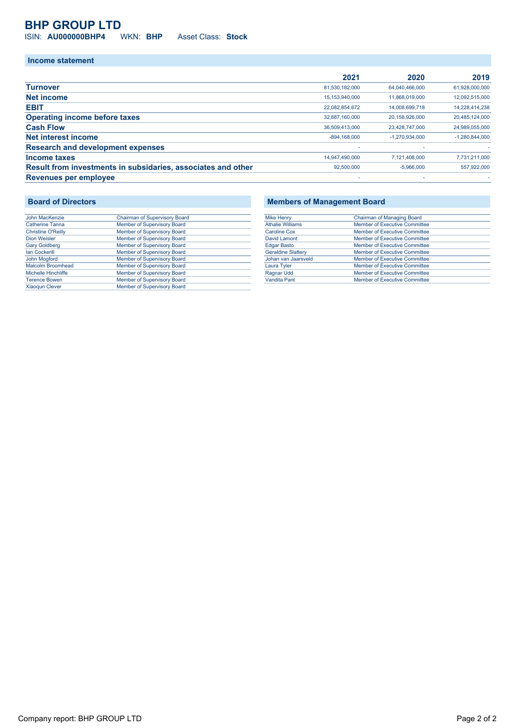# BHP GROUP LTD

ISIN: **AU000000BHP4** WKN: **BHP** Asset Class: **Stock**

## Income statement

| | 2021 | 2020 | 2019 |
|---|---|---|---|
| **Turnover** | 81,530,182,000 | 64,040,466,000 | 61,928,000,000 |
| **Net income** | 15,153,940,000 | 11,868,019,000 | 12,092,515,000 |
| **EBIT** | 22,082,854,672 | 14,008,699,718 | 14,228,414,238 |
| **Operating income before taxes** | 32,887,160,000 | 20,158,926,000 | 20,485,124,000 |
| **Cash Flow** | 36,509,413,000 | 23,428,747,000 | 24,989,055,000 |
| **Net interest income** | -894,168,000 | -1,270,934,000 | -1,280,844,000 |
| **Research and development expenses** | - | - | - |
| **Income taxes** | 14,947,490,000 | 7,121,408,000 | 7,731,211,000 |
| **Result from investments in subsidaries, associates and other** | 92,500,000 | -5,966,000 | 557,922,000 |
| **Revenues per employee** | - | - | - |

## Board of Directors

| | |
|---|---|
| John MacKenzie | Chairman of Supervisory Board |
| Catherine Tanna | Member of Supervisory Board |
| Christine O'Reilly | Member of Supervisory Board |
| Dion Weisler | Member of Supervisory Board |
| Gary Goldberg | Member of Supervisory Board |
| Ian Cockerill | Member of Supervisory Board |
| John Mogford | Member of Supervisory Board |
| Malcolm Broomhead | Member of Supervisory Board |
| Michelle Hinchliffe | Member of Supervisory Board |
| Terence Bowen | Member of Supervisory Board |
| Xiaoqun Clever | Member of Supervisory Board |

## Members of Management Board

| | |
|---|---|
| Mike Henry | Chairman of Managing Board |
| Athalie Williams | Member of Executive Committee |
| Caroline Cox | Member of Executive Committee |
| David Lamont | Member of Executive Committee |
| Edgar Basto | Member of Executive Committee |
| Geraldine Slattery | Member of Executive Committee |
| Johan van Jaarsveld | Member of Executive Committee |
| Laura Tyler | Member of Executive Committee |
| Ragnar Udd | Member of Executive Committee |
| Vandita Pant | Member of Executive Committee |